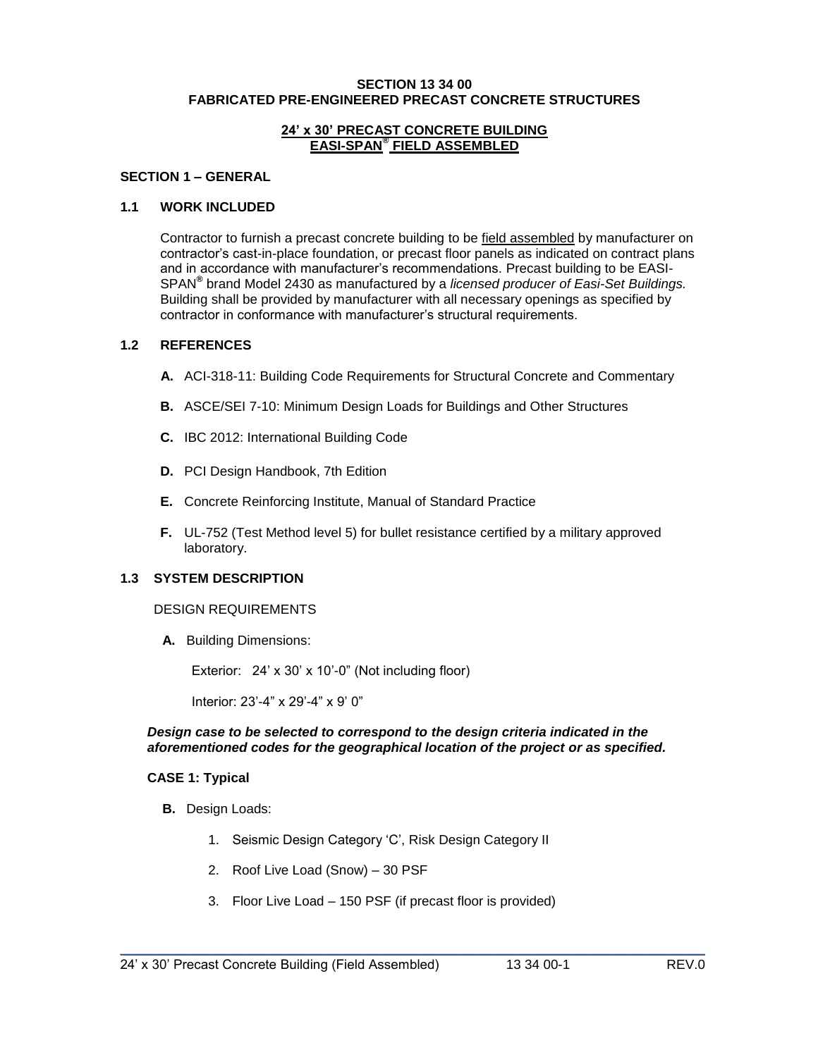# SECTION 13 34 00
# FABRICATED PRE-ENGINEERED PRECAST CONCRETE STRUCTURES

## 24' x 30' PRECAST CONCRETE BUILDING
## EASI-SPAN® FIELD ASSEMBLED

## SECTION 1 – GENERAL

### 1.1 WORK INCLUDED

Contractor to furnish a precast concrete building to be field assembled by manufacturer on contractor's cast-in-place foundation, or precast floor panels as indicated on contract plans and in accordance with manufacturer's recommendations. Precast building to be EASI-SPAN® brand Model 2430 as manufactured by a *licensed producer of Easi-Set Buildings.* Building shall be provided by manufacturer with all necessary openings as specified by contractor in conformance with manufacturer's structural requirements.

### 1.2 REFERENCES

- **A.** ACI-318-11: Building Code Requirements for Structural Concrete and Commentary
- **B.** ASCE/SEI 7-10: Minimum Design Loads for Buildings and Other Structures
- **C.** IBC 2012: International Building Code
- **D.** PCI Design Handbook, 7th Edition
- **E.** Concrete Reinforcing Institute, Manual of Standard Practice
- **F.** UL-752 (Test Method level 5) for bullet resistance certified by a military approved laboratory.

### 1.3 SYSTEM DESCRIPTION

DESIGN REQUIREMENTS

**A.** Building Dimensions:

Exterior: 24' x 30' x 10'-0" (Not including floor)

Interior: 23'-4" x 29'-4" x 9' 0"

***Design case to be selected to correspond to the design criteria indicated in the aforementioned codes for the geographical location of the project or as specified.***

**CASE 1: Typical**

**B.** Design Loads:

1. Seismic Design Category 'C', Risk Design Category II
2. Roof Live Load (Snow) – 30 PSF
3. Floor Live Load – 150 PSF (if precast floor is provided)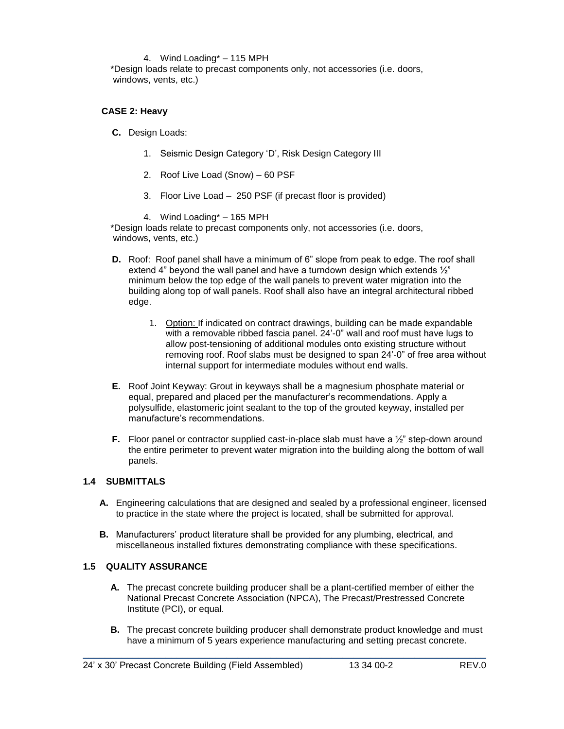4. Wind Loading* – 115 MPH

*Design loads relate to precast components only, not accessories (i.e. doors, windows, vents, etc.)

**CASE 2: Heavy**

**C.** Design Loads:

1. Seismic Design Category 'D', Risk Design Category III
2. Roof Live Load (Snow) – 60 PSF
3. Floor Live Load – 250 PSF (if precast floor is provided)
4. Wind Loading* – 165 MPH

*Design loads relate to precast components only, not accessories (i.e. doors, windows, vents, etc.)

**D.** Roof: Roof panel shall have a minimum of 6" slope from peak to edge. The roof shall extend 4" beyond the wall panel and have a turndown design which extends ½" minimum below the top edge of the wall panels to prevent water migration into the building along top of wall panels. Roof shall also have an integral architectural ribbed edge.

1. Option: If indicated on contract drawings, building can be made expandable with a removable ribbed fascia panel. 24'-0" wall and roof must have lugs to allow post-tensioning of additional modules onto existing structure without removing roof. Roof slabs must be designed to span 24'-0" of free area without internal support for intermediate modules without end walls.

**E.** Roof Joint Keyway: Grout in keyways shall be a magnesium phosphate material or equal, prepared and placed per the manufacturer's recommendations. Apply a polysulfide, elastomeric joint sealant to the top of the grouted keyway, installed per manufacture's recommendations.

**F.** Floor panel or contractor supplied cast-in-place slab must have a ½" step-down around the entire perimeter to prevent water migration into the building along the bottom of wall panels.

## 1.4 SUBMITTALS

**A.** Engineering calculations that are designed and sealed by a professional engineer, licensed to practice in the state where the project is located, shall be submitted for approval.

**B.** Manufacturers' product literature shall be provided for any plumbing, electrical, and miscellaneous installed fixtures demonstrating compliance with these specifications.

## 1.5 QUALITY ASSURANCE

**A.** The precast concrete building producer shall be a plant-certified member of either the National Precast Concrete Association (NPCA), The Precast/Prestressed Concrete Institute (PCI), or equal.

**B.** The precast concrete building producer shall demonstrate product knowledge and must have a minimum of 5 years experience manufacturing and setting precast concrete.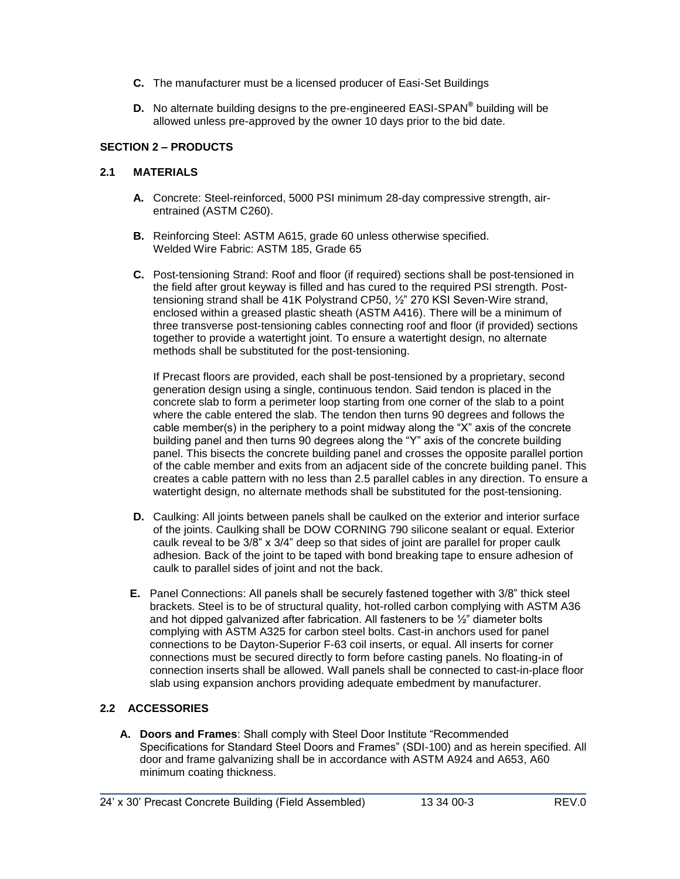**C.** The manufacturer must be a licensed producer of Easi-Set Buildings

**D.** No alternate building designs to the pre-engineered EASI-SPAN® building will be allowed unless pre-approved by the owner 10 days prior to the bid date.

## SECTION 2 – PRODUCTS

### 2.1 MATERIALS

**A.** Concrete: Steel-reinforced, 5000 PSI minimum 28-day compressive strength, air-entrained (ASTM C260).

**B.** Reinforcing Steel: ASTM A615, grade 60 unless otherwise specified.
Welded Wire Fabric: ASTM 185, Grade 65

**C.** Post-tensioning Strand: Roof and floor (if required) sections shall be post-tensioned in the field after grout keyway is filled and has cured to the required PSI strength. Post-tensioning strand shall be 41K Polystrand CP50, ½" 270 KSI Seven-Wire strand, enclosed within a greased plastic sheath (ASTM A416). There will be a minimum of three transverse post-tensioning cables connecting roof and floor (if provided) sections together to provide a watertight joint. To ensure a watertight design, no alternate methods shall be substituted for the post-tensioning.

If Precast floors are provided, each shall be post-tensioned by a proprietary, second generation design using a single, continuous tendon. Said tendon is placed in the concrete slab to form a perimeter loop starting from one corner of the slab to a point where the cable entered the slab. The tendon then turns 90 degrees and follows the cable member(s) in the periphery to a point midway along the "X" axis of the concrete building panel and then turns 90 degrees along the "Y" axis of the concrete building panel. This bisects the concrete building panel and crosses the opposite parallel portion of the cable member and exits from an adjacent side of the concrete building panel. This creates a cable pattern with no less than 2.5 parallel cables in any direction. To ensure a watertight design, no alternate methods shall be substituted for the post-tensioning.

**D.** Caulking: All joints between panels shall be caulked on the exterior and interior surface of the joints. Caulking shall be DOW CORNING 790 silicone sealant or equal. Exterior caulk reveal to be 3/8" x 3/4" deep so that sides of joint are parallel for proper caulk adhesion. Back of the joint to be taped with bond breaking tape to ensure adhesion of caulk to parallel sides of joint and not the back.

**E.** Panel Connections: All panels shall be securely fastened together with 3/8" thick steel brackets. Steel is to be of structural quality, hot-rolled carbon complying with ASTM A36 and hot dipped galvanized after fabrication. All fasteners to be ½" diameter bolts complying with ASTM A325 for carbon steel bolts. Cast-in anchors used for panel connections to be Dayton-Superior F-63 coil inserts, or equal. All inserts for corner connections must be secured directly to form before casting panels. No floating-in of connection inserts shall be allowed. Wall panels shall be connected to cast-in-place floor slab using expansion anchors providing adequate embedment by manufacturer.

### 2.2 ACCESSORIES

**A. Doors and Frames**: Shall comply with Steel Door Institute "Recommended Specifications for Standard Steel Doors and Frames" (SDI-100) and as herein specified. All door and frame galvanizing shall be in accordance with ASTM A924 and A653, A60 minimum coating thickness.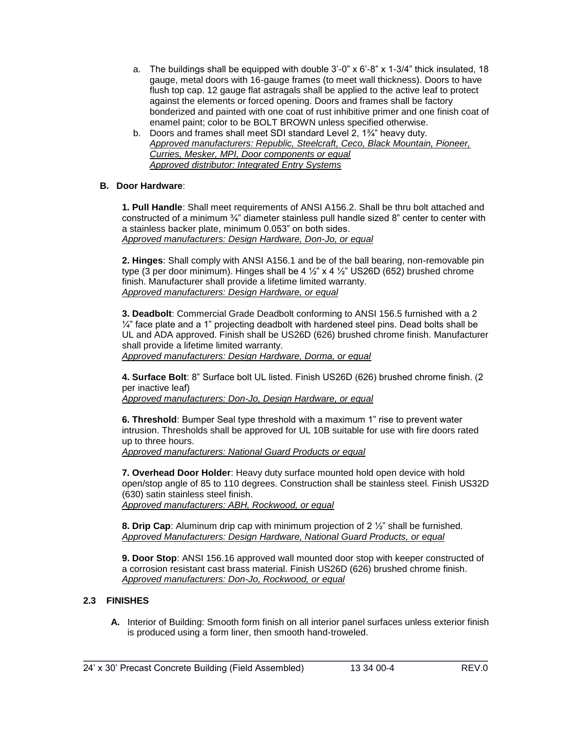a. The buildings shall be equipped with double 3'-0" x 6'-8" x 1-3/4" thick insulated, 18 gauge, metal doors with 16-gauge frames (to meet wall thickness). Doors to have flush top cap. 12 gauge flat astragals shall be applied to the active leaf to protect against the elements or forced opening. Doors and frames shall be factory bonderized and painted with one coat of rust inhibitive primer and one finish coat of enamel paint; color to be BOLT BROWN unless specified otherwise.

b. Doors and frames shall meet SDI standard Level 2, 1¾" heavy duty.
*Approved manufacturers: Republic, Steelcraft, Ceco, Black Mountain, Pioneer, Curries, Mesker, MPI, Door components or equal*
*Approved distributor: Integrated Entry Systems*

**B. Door Hardware**:

**1. Pull Handle**: Shall meet requirements of ANSI A156.2. Shall be thru bolt attached and constructed of a minimum ¾" diameter stainless pull handle sized 8" center to center with a stainless backer plate, minimum 0.053" on both sides.
*Approved manufacturers: Design Hardware, Don-Jo, or equal*

**2. Hinges**: Shall comply with ANSI A156.1 and be of the ball bearing, non-removable pin type (3 per door minimum). Hinges shall be 4 ½" x 4 ½" US26D (652) brushed chrome finish. Manufacturer shall provide a lifetime limited warranty.
*Approved manufacturers: Design Hardware, or equal*

**3. Deadbolt**: Commercial Grade Deadbolt conforming to ANSI 156.5 furnished with a 2 ¼" face plate and a 1" projecting deadbolt with hardened steel pins. Dead bolts shall be UL and ADA approved. Finish shall be US26D (626) brushed chrome finish. Manufacturer shall provide a lifetime limited warranty.
*Approved manufacturers: Design Hardware, Dorma, or equal*

**4. Surface Bolt**: 8" Surface bolt UL listed. Finish US26D (626) brushed chrome finish. (2 per inactive leaf)
*Approved manufacturers: Don-Jo, Design Hardware, or equal*

**6. Threshold**: Bumper Seal type threshold with a maximum 1" rise to prevent water intrusion. Thresholds shall be approved for UL 10B suitable for use with fire doors rated up to three hours.
*Approved manufacturers: National Guard Products or equal*

**7. Overhead Door Holder**: Heavy duty surface mounted hold open device with hold open/stop angle of 85 to 110 degrees. Construction shall be stainless steel. Finish US32D (630) satin stainless steel finish.
*Approved manufacturers: ABH, Rockwood, or equal*

**8. Drip Cap**: Aluminum drip cap with minimum projection of 2 ½" shall be furnished.
*Approved Manufacturers: Design Hardware, National Guard Products, or equal*

**9. Door Stop**: ANSI 156.16 approved wall mounted door stop with keeper constructed of a corrosion resistant cast brass material. Finish US26D (626) brushed chrome finish.
*Approved manufacturers: Don-Jo, Rockwood, or equal*

## 2.3 FINISHES

**A.** Interior of Building: Smooth form finish on all interior panel surfaces unless exterior finish is produced using a form liner, then smooth hand-troweled.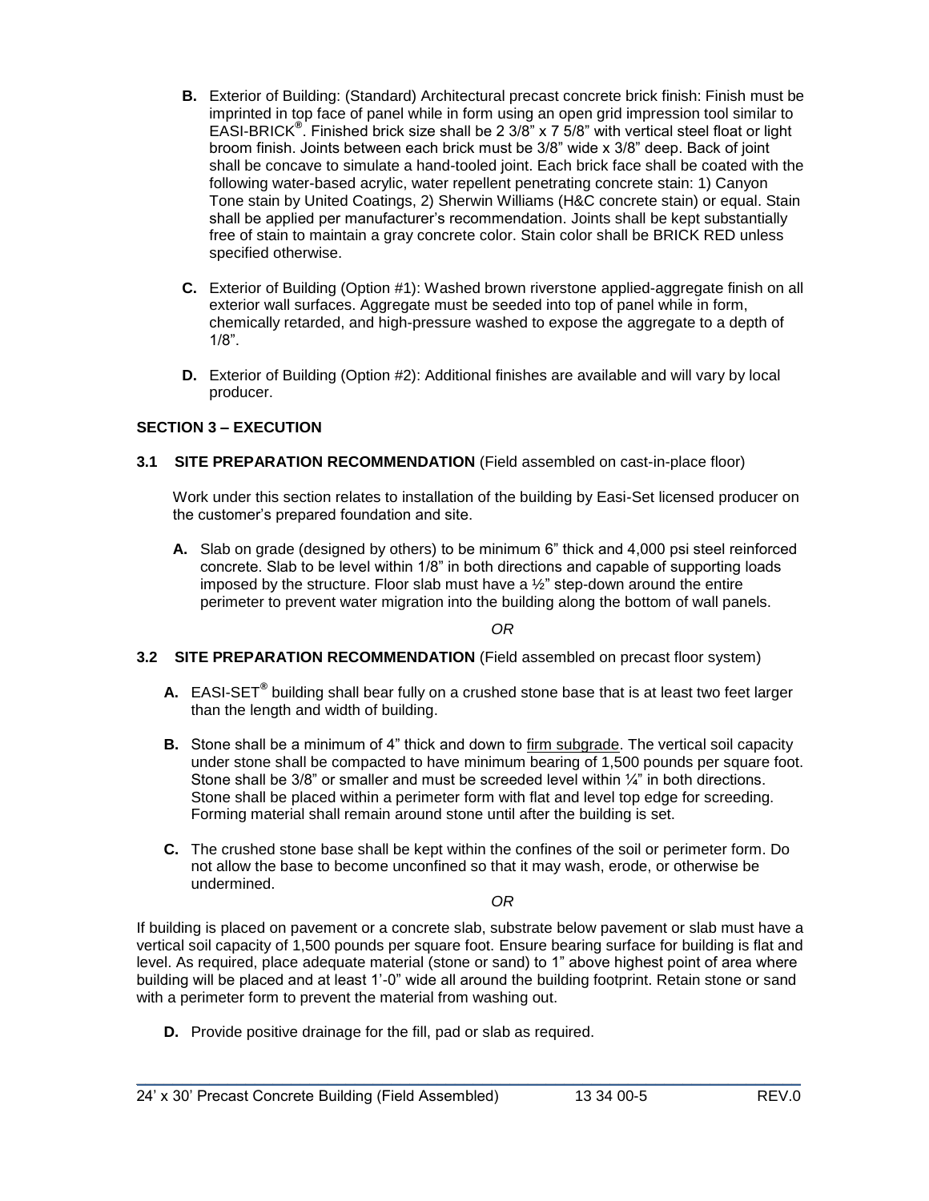**B.** Exterior of Building: (Standard) Architectural precast concrete brick finish: Finish must be imprinted in top face of panel while in form using an open grid impression tool similar to EASI-BRICK®. Finished brick size shall be 2 3/8" x 7 5/8" with vertical steel float or light broom finish. Joints between each brick must be 3/8" wide x 3/8" deep. Back of joint shall be concave to simulate a hand-tooled joint. Each brick face shall be coated with the following water-based acrylic, water repellent penetrating concrete stain: 1) Canyon Tone stain by United Coatings, 2) Sherwin Williams (H&C concrete stain) or equal. Stain shall be applied per manufacturer's recommendation. Joints shall be kept substantially free of stain to maintain a gray concrete color. Stain color shall be BRICK RED unless specified otherwise.

**C.** Exterior of Building (Option #1): Washed brown riverstone applied-aggregate finish on all exterior wall surfaces. Aggregate must be seeded into top of panel while in form, chemically retarded, and high-pressure washed to expose the aggregate to a depth of 1/8".

**D.** Exterior of Building (Option #2): Additional finishes are available and will vary by local producer.

## SECTION 3 – EXECUTION

### 3.1 SITE PREPARATION RECOMMENDATION (Field assembled on cast-in-place floor)

Work under this section relates to installation of the building by Easi-Set licensed producer on the customer's prepared foundation and site.

**A.** Slab on grade (designed by others) to be minimum 6" thick and 4,000 psi steel reinforced concrete. Slab to be level within 1/8" in both directions and capable of supporting loads imposed by the structure. Floor slab must have a ½" step-down around the entire perimeter to prevent water migration into the building along the bottom of wall panels.

*OR*

### 3.2 SITE PREPARATION RECOMMENDATION (Field assembled on precast floor system)

**A.** EASI-SET® building shall bear fully on a crushed stone base that is at least two feet larger than the length and width of building.

**B.** Stone shall be a minimum of 4" thick and down to firm subgrade. The vertical soil capacity under stone shall be compacted to have minimum bearing of 1,500 pounds per square foot. Stone shall be 3/8" or smaller and must be screeded level within ¼" in both directions. Stone shall be placed within a perimeter form with flat and level top edge for screeding. Forming material shall remain around stone until after the building is set.

**C.** The crushed stone base shall be kept within the confines of the soil or perimeter form. Do not allow the base to become unconfined so that it may wash, erode, or otherwise be undermined.

*OR*

If building is placed on pavement or a concrete slab, substrate below pavement or slab must have a vertical soil capacity of 1,500 pounds per square foot. Ensure bearing surface for building is flat and level. As required, place adequate material (stone or sand) to 1" above highest point of area where building will be placed and at least 1'-0" wide all around the building footprint. Retain stone or sand with a perimeter form to prevent the material from washing out.

**D.** Provide positive drainage for the fill, pad or slab as required.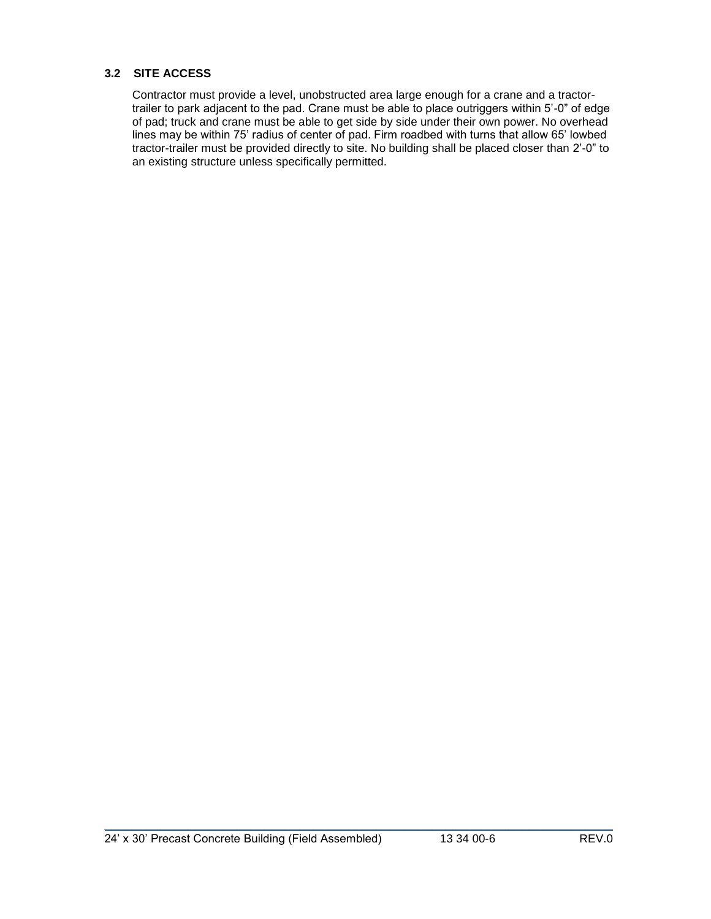### 3.2 SITE ACCESS

Contractor must provide a level, unobstructed area large enough for a crane and a tractor-trailer to park adjacent to the pad. Crane must be able to place outriggers within 5'-0" of edge of pad; truck and crane must be able to get side by side under their own power. No overhead lines may be within 75' radius of center of pad. Firm roadbed with turns that allow 65' lowbed tractor-trailer must be provided directly to site. No building shall be placed closer than 2'-0" to an existing structure unless specifically permitted.